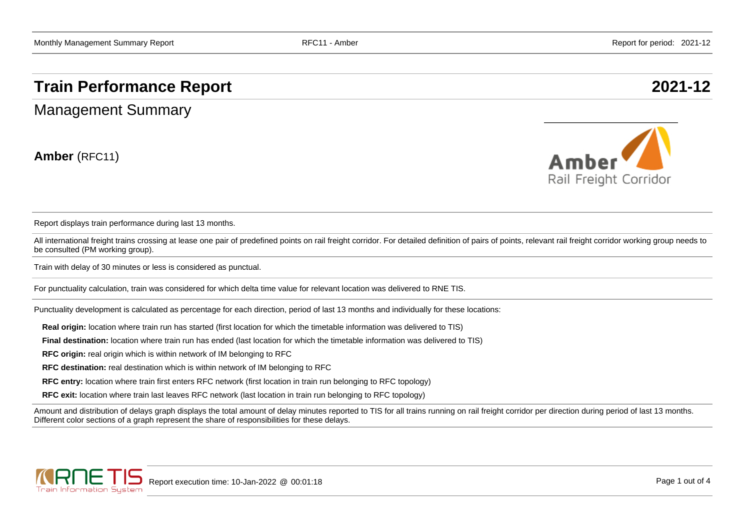# Train Performance Report 2021-12

## Management Summary

**Amber** (RFC11)

Report displays train performance during last 13 months.

All international freight trains crossing at lease one pair of predefined points on rail freight corridor. For detailed definition of pairs of points, relevant rail freight corridor working group needs to be consulted (PM working group).

Train with delay of 30 minutes or less is considered as punctual.

For punctuality calculation, train was considered for which delta time value for relevant location was delivered to RNE TIS.

Punctuality development is calculated as percentage for each direction, period of last 13 months and individually for these locations:

**Real origin:** location where train run has started (first location for which the timetable information was delivered to TIS)

**Final destination:** location where train run has ended (last location for which the timetable information was delivered to TIS)

**RFC origin:** real origin which is within network of IM belonging to RFC

**RFC destination:** real destination which is within network of IM belonging to RFC

**RFC entry:** location where train first enters RFC network (first location in train run belonging to RFC topology)

**RFC exit:** location where train last leaves RFC network (last location in train run belonging to RFC topology)

Amount and distribution of delays graph displays the total amount of delay minutes reported to TIS for all trains running on rail freight corridor per direction during period of last 13 months. Different color sections of a graph represent the share of responsibilities for these delays.

Report execution time: 10-Jan-2022 @ 00:01:18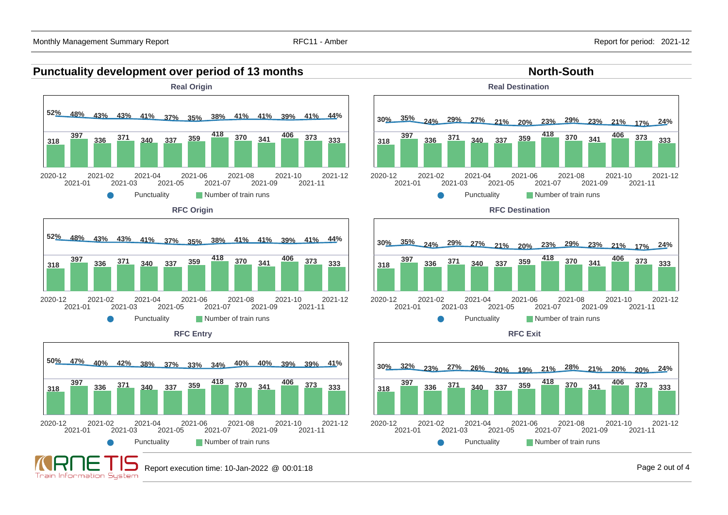## Punctuality development over period of 13 months

## North-South

### Real Origin

| Month | 2020-12 | 2021-01 | 2021-02 | 2021-03 | 2021-04 | 2021-05 | 2021-06 | 2021-07 | 2021-08 | 2021-09 | 2021-10 | 2021-11 | 2021-12 |
|---|---|---|---|---|---|---|---|---|---|---|---|---|---|
| Punctuality | 52% | 48% | 43% | 43% | 41% | 37% | 35% | 38% | 41% | 41% | 39% | 41% | 44% |
| Number of train runs | 318 | 397 | 336 | 371 | 340 | 337 | 359 | 418 | 370 | 341 | 406 | 373 | 333 |

### Real Destination

| Month | 2020-12 | 2021-01 | 2021-02 | 2021-03 | 2021-04 | 2021-05 | 2021-06 | 2021-07 | 2021-08 | 2021-09 | 2021-10 | 2021-11 | 2021-12 |
|---|---|---|---|---|---|---|---|---|---|---|---|---|---|
| Punctuality | 30% | 35% | 24% | 29% | 27% | 21% | 20% | 23% | 29% | 23% | 21% | 17% | 24% |
| Number of train runs | 318 | 397 | 336 | 371 | 340 | 337 | 359 | 418 | 370 | 341 | 406 | 373 | 333 |

### RFC Origin

| Month | 2020-12 | 2021-01 | 2021-02 | 2021-03 | 2021-04 | 2021-05 | 2021-06 | 2021-07 | 2021-08 | 2021-09 | 2021-10 | 2021-11 | 2021-12 |
|---|---|---|---|---|---|---|---|---|---|---|---|---|---|
| Punctuality | 52% | 48% | 43% | 43% | 41% | 37% | 35% | 38% | 41% | 41% | 39% | 41% | 44% |
| Number of train runs | 318 | 397 | 336 | 371 | 340 | 337 | 359 | 418 | 370 | 341 | 406 | 373 | 333 |

### RFC Destination

| Month | 2020-12 | 2021-01 | 2021-02 | 2021-03 | 2021-04 | 2021-05 | 2021-06 | 2021-07 | 2021-08 | 2021-09 | 2021-10 | 2021-11 | 2021-12 |
|---|---|---|---|---|---|---|---|---|---|---|---|---|---|
| Punctuality | 30% | 35% | 24% | 29% | 27% | 21% | 20% | 23% | 29% | 23% | 21% | 17% | 24% |
| Number of train runs | 318 | 397 | 336 | 371 | 340 | 337 | 359 | 418 | 370 | 341 | 406 | 373 | 333 |

### RFC Entry

| Month | 2020-12 | 2021-01 | 2021-02 | 2021-03 | 2021-04 | 2021-05 | 2021-06 | 2021-07 | 2021-08 | 2021-09 | 2021-10 | 2021-11 | 2021-12 |
|---|---|---|---|---|---|---|---|---|---|---|---|---|---|
| Punctuality | 50% | 47% | 40% | 42% | 38% | 37% | 33% | 34% | 40% | 40% | 39% | 39% | 41% |
| Number of train runs | 318 | 397 | 336 | 371 | 340 | 337 | 359 | 418 | 370 | 341 | 406 | 373 | 333 |

### RFC Exit

| Month | 2020-12 | 2021-01 | 2021-02 | 2021-03 | 2021-04 | 2021-05 | 2021-06 | 2021-07 | 2021-08 | 2021-09 | 2021-10 | 2021-11 | 2021-12 |
|---|---|---|---|---|---|---|---|---|---|---|---|---|---|
| Punctuality | 30% | 32% | 23% | 27% | 26% | 20% | 19% | 21% | 28% | 21% | 20% | 20% | 24% |
| Number of train runs | 318 | 397 | 336 | 371 | 340 | 337 | 359 | 418 | 370 | 341 | 406 | 373 | 333 |

Report execution time: 10-Jan-2022 @ 00:01:18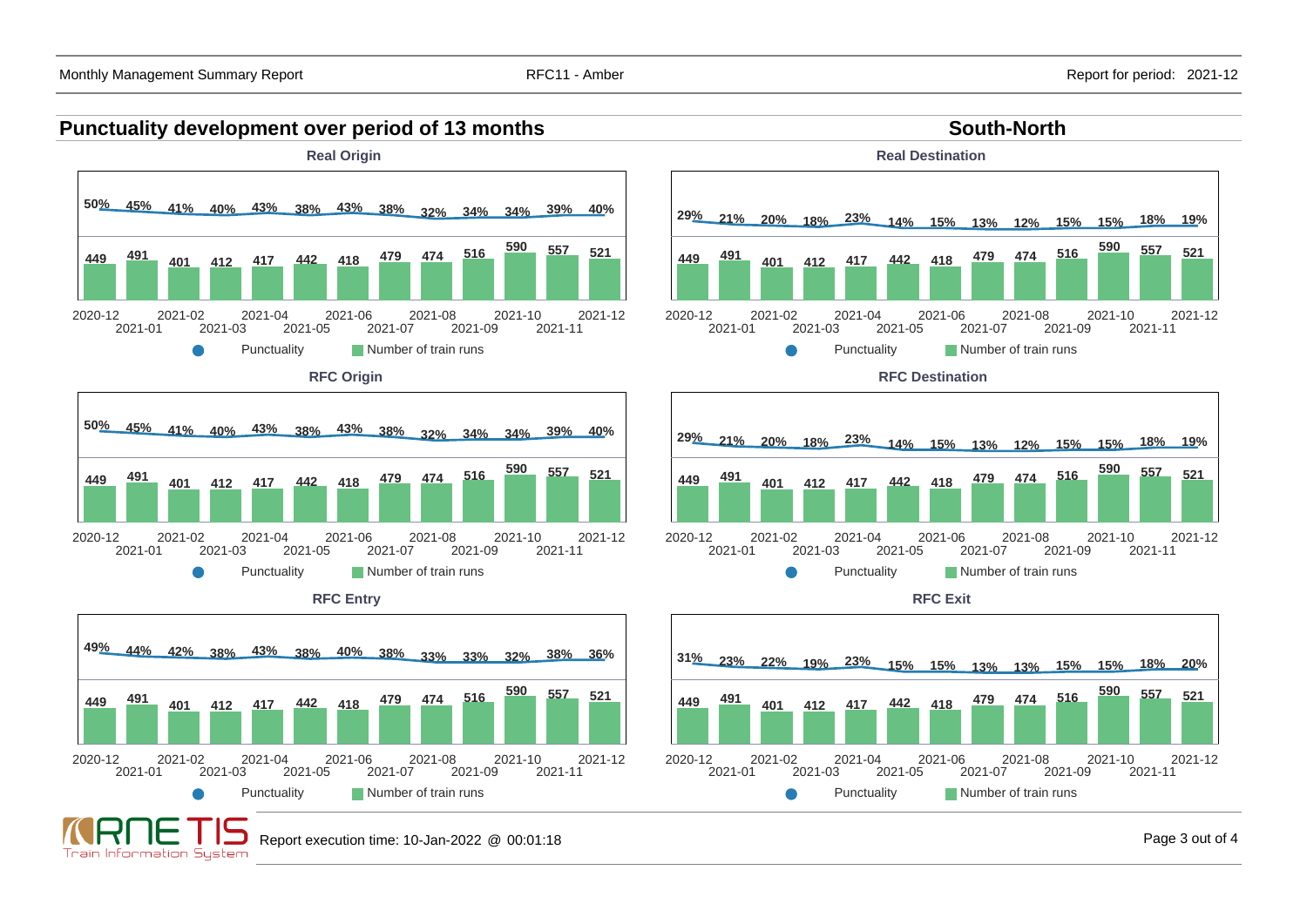## Punctuality development over period of 13 months

## South-North

### Real Origin

| Month | 2020-12 | 2021-01 | 2021-02 | 2021-03 | 2021-04 | 2021-05 | 2021-06 | 2021-07 | 2021-08 | 2021-09 | 2021-10 | 2021-11 | 2021-12 |
|---|---|---|---|---|---|---|---|---|---|---|---|---|---|
| Punctuality | 50% | 45% | 41% | 40% | 43% | 38% | 43% | 38% | 32% | 34% | 34% | 39% | 40% |
| Number of train runs | 449 | 491 | 401 | 412 | 417 | 442 | 418 | 479 | 474 | 516 | 590 | 557 | 521 |

### Real Destination

| Month | 2020-12 | 2021-01 | 2021-02 | 2021-03 | 2021-04 | 2021-05 | 2021-06 | 2021-07 | 2021-08 | 2021-09 | 2021-10 | 2021-11 | 2021-12 |
|---|---|---|---|---|---|---|---|---|---|---|---|---|---|
| Punctuality | 29% | 21% | 20% | 18% | 23% | 14% | 15% | 13% | 12% | 15% | 15% | 18% | 19% |
| Number of train runs | 449 | 491 | 401 | 412 | 417 | 442 | 418 | 479 | 474 | 516 | 590 | 557 | 521 |

### RFC Origin

| Month | 2020-12 | 2021-01 | 2021-02 | 2021-03 | 2021-04 | 2021-05 | 2021-06 | 2021-07 | 2021-08 | 2021-09 | 2021-10 | 2021-11 | 2021-12 |
|---|---|---|---|---|---|---|---|---|---|---|---|---|---|
| Punctuality | 50% | 45% | 41% | 40% | 43% | 38% | 43% | 38% | 32% | 34% | 34% | 39% | 40% |
| Number of train runs | 449 | 491 | 401 | 412 | 417 | 442 | 418 | 479 | 474 | 516 | 590 | 557 | 521 |

### RFC Destination

| Month | 2020-12 | 2021-01 | 2021-02 | 2021-03 | 2021-04 | 2021-05 | 2021-06 | 2021-07 | 2021-08 | 2021-09 | 2021-10 | 2021-11 | 2021-12 |
|---|---|---|---|---|---|---|---|---|---|---|---|---|---|
| Punctuality | 29% | 21% | 20% | 18% | 23% | 14% | 15% | 13% | 12% | 15% | 15% | 18% | 19% |
| Number of train runs | 449 | 491 | 401 | 412 | 417 | 442 | 418 | 479 | 474 | 516 | 590 | 557 | 521 |

### RFC Entry

| Month | 2020-12 | 2021-01 | 2021-02 | 2021-03 | 2021-04 | 2021-05 | 2021-06 | 2021-07 | 2021-08 | 2021-09 | 2021-10 | 2021-11 | 2021-12 |
|---|---|---|---|---|---|---|---|---|---|---|---|---|---|
| Punctuality | 49% | 44% | 42% | 38% | 43% | 38% | 40% | 38% | 33% | 33% | 32% | 38% | 36% |
| Number of train runs | 449 | 491 | 401 | 412 | 417 | 442 | 418 | 479 | 474 | 516 | 590 | 557 | 521 |

### RFC Exit

| Month | 2020-12 | 2021-01 | 2021-02 | 2021-03 | 2021-04 | 2021-05 | 2021-06 | 2021-07 | 2021-08 | 2021-09 | 2021-10 | 2021-11 | 2021-12 |
|---|---|---|---|---|---|---|---|---|---|---|---|---|---|
| Punctuality | 31% | 23% | 22% | 19% | 23% | 15% | 15% | 13% | 13% | 15% | 15% | 18% | 20% |
| Number of train runs | 449 | 491 | 401 | 412 | 417 | 442 | 418 | 479 | 474 | 516 | 590 | 557 | 521 |

Report execution time: 10-Jan-2022 @ 00:01:18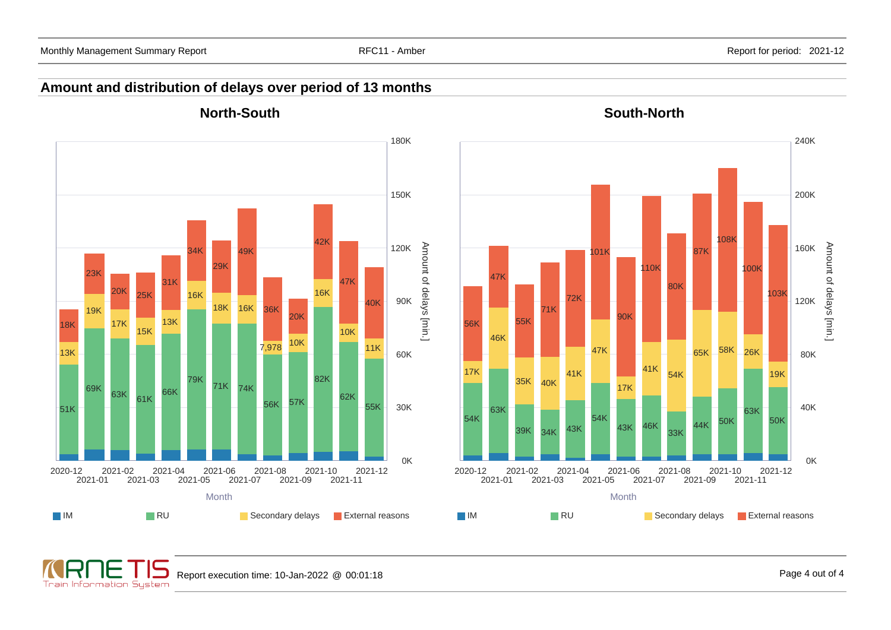## Amount and distribution of delays over period of 13 months

### North-South

180K
150K
120K
90K
60K
30K
0K

Amount of delays [min.]

18K 13K 51K
23K 19K 69K
20K 17K 63K
25K 15K 61K
31K 13K 66K
34K 16K 79K
29K 18K 71K
49K 16K 74K
36K 7,978 56K
20K 10K 57K
42K 16K 82K
47K 10K 62K
40K 11K 55K

2020-12 2021-01 2021-02 2021-03 2021-04 2021-05 2021-06 2021-07 2021-08 2021-09 2021-10 2021-11 2021-12

Month

IM RU Secondary delays External reasons

### South-North

240K
200K
160K
120K
80K
40K
0K

Amount of delays [min.]

56K 17K 54K
47K 46K 63K
55K 35K 39K
71K 40K 34K
72K 41K 43K
101K 47K 54K
90K 17K 43K
110K 41K 46K
80K 54K 33K
87K 65K 44K
108K 58K 50K
100K 26K 63K
103K 19K 50K

2020-12 2021-01 2021-02 2021-03 2021-04 2021-05 2021-06 2021-07 2021-08 2021-09 2021-10 2021-11 2021-12

Month

IM RU Secondary delays External reasons

Report execution time: 10-Jan-2022 @ 00:01:18